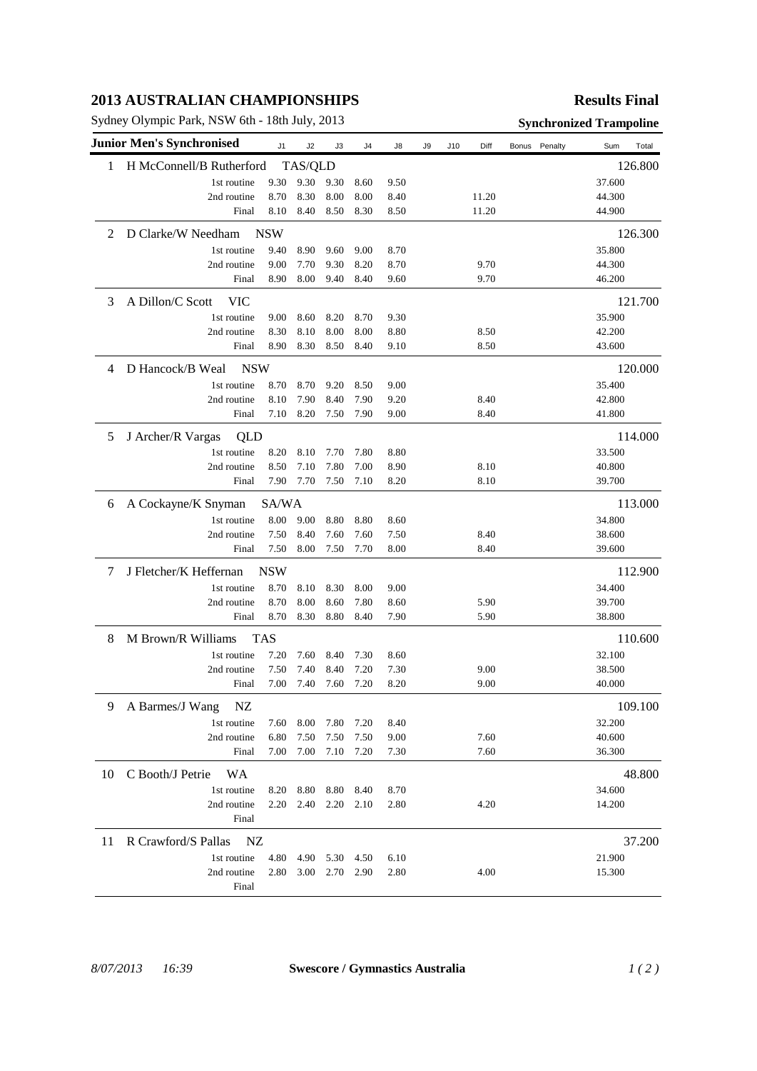# 2013 AUSTRALIAN CHAMPIONSHIPS

**Results Final**

Sydney Olympic Park, NSW 6th - 18th July, 2013

**Synchronized Trampoline**

| Junior Men's Synchronised | | J1 | J2 | J3 | J4 | J8 | J9 | J10 | Diff | Bonus | Penalty | Sum | Total |
|---|---|---|---|---|---|---|---|---|---|---|---|---|---|
| 1 | H McConnell/B Rutherford TAS/QLD | | | | | | | | | | | | 126.800 |
| | 1st routine | 9.30 | 9.30 | 9.30 | 8.60 | 9.50 | | | | | | 37.600 | |
| | 2nd routine | 8.70 | 8.30 | 8.00 | 8.00 | 8.40 | | | 11.20 | | | 44.300 | |
| | Final | 8.10 | 8.40 | 8.50 | 8.30 | 8.50 | | | 11.20 | | | 44.900 | |
| 2 | D Clarke/W Needham NSW | | | | | | | | | | | | 126.300 |
| | 1st routine | 9.40 | 8.90 | 9.60 | 9.00 | 8.70 | | | | | | 35.800 | |
| | 2nd routine | 9.00 | 7.70 | 9.30 | 8.20 | 8.70 | | | 9.70 | | | 44.300 | |
| | Final | 8.90 | 8.00 | 9.40 | 8.40 | 9.60 | | | 9.70 | | | 46.200 | |
| 3 | A Dillon/C Scott VIC | | | | | | | | | | | | 121.700 |
| | 1st routine | 9.00 | 8.60 | 8.20 | 8.70 | 9.30 | | | | | | 35.900 | |
| | 2nd routine | 8.30 | 8.10 | 8.00 | 8.00 | 8.80 | | | 8.50 | | | 42.200 | |
| | Final | 8.90 | 8.30 | 8.50 | 8.40 | 9.10 | | | 8.50 | | | 43.600 | |
| 4 | D Hancock/B Weal NSW | | | | | | | | | | | | 120.000 |
| | 1st routine | 8.70 | 8.70 | 9.20 | 8.50 | 9.00 | | | | | | 35.400 | |
| | 2nd routine | 8.10 | 7.90 | 8.40 | 7.90 | 9.20 | | | 8.40 | | | 42.800 | |
| | Final | 7.10 | 8.20 | 7.50 | 7.90 | 9.00 | | | 8.40 | | | 41.800 | |
| 5 | J Archer/R Vargas QLD | | | | | | | | | | | | 114.000 |
| | 1st routine | 8.20 | 8.10 | 7.70 | 7.80 | 8.80 | | | | | | 33.500 | |
| | 2nd routine | 8.50 | 7.10 | 7.80 | 7.00 | 8.90 | | | 8.10 | | | 40.800 | |
| | Final | 7.90 | 7.70 | 7.50 | 7.10 | 8.20 | | | 8.10 | | | 39.700 | |
| 6 | A Cockayne/K Snyman SA/WA | | | | | | | | | | | | 113.000 |
| | 1st routine | 8.00 | 9.00 | 8.80 | 8.80 | 8.60 | | | | | | 34.800 | |
| | 2nd routine | 7.50 | 8.40 | 7.60 | 7.60 | 7.50 | | | 8.40 | | | 38.600 | |
| | Final | 7.50 | 8.00 | 7.50 | 7.70 | 8.00 | | | 8.40 | | | 39.600 | |
| 7 | J Fletcher/K Heffernan NSW | | | | | | | | | | | | 112.900 |
| | 1st routine | 8.70 | 8.10 | 8.30 | 8.00 | 9.00 | | | | | | 34.400 | |
| | 2nd routine | 8.70 | 8.00 | 8.60 | 7.80 | 8.60 | | | 5.90 | | | 39.700 | |
| | Final | 8.70 | 8.30 | 8.80 | 8.40 | 7.90 | | | 5.90 | | | 38.800 | |
| 8 | M Brown/R Williams TAS | | | | | | | | | | | | 110.600 |
| | 1st routine | 7.20 | 7.60 | 8.40 | 7.30 | 8.60 | | | | | | 32.100 | |
| | 2nd routine | 7.50 | 7.40 | 8.40 | 7.20 | 7.30 | | | 9.00 | | | 38.500 | |
| | Final | 7.00 | 7.40 | 7.60 | 7.20 | 8.20 | | | 9.00 | | | 40.000 | |
| 9 | A Barmes/J Wang NZ | | | | | | | | | | | | 109.100 |
| | 1st routine | 7.60 | 8.00 | 7.80 | 7.20 | 8.40 | | | | | | 32.200 | |
| | 2nd routine | 6.80 | 7.50 | 7.50 | 7.50 | 9.00 | | | 7.60 | | | 40.600 | |
| | Final | 7.00 | 7.00 | 7.10 | 7.20 | 7.30 | | | 7.60 | | | 36.300 | |
| 10 | C Booth/J Petrie WA | | | | | | | | | | | | 48.800 |
| | 1st routine | 8.20 | 8.80 | 8.80 | 8.40 | 8.70 | | | | | | 34.600 | |
| | 2nd routine | 2.20 | 2.40 | 2.20 | 2.10 | 2.80 | | | 4.20 | | | 14.200 | |
| | Final | | | | | | | | | | | | |
| 11 | R Crawford/S Pallas NZ | | | | | | | | | | | | 37.200 |
| | 1st routine | 4.80 | 4.90 | 5.30 | 4.50 | 6.10 | | | | | | 21.900 | |
| | 2nd routine | 2.80 | 3.00 | 2.70 | 2.90 | 2.80 | | | 4.00 | | | 15.300 | |
| | Final | | | | | | | | | | | | |

*8/07/2013 16:39* **Swescore / Gymnastics Australia**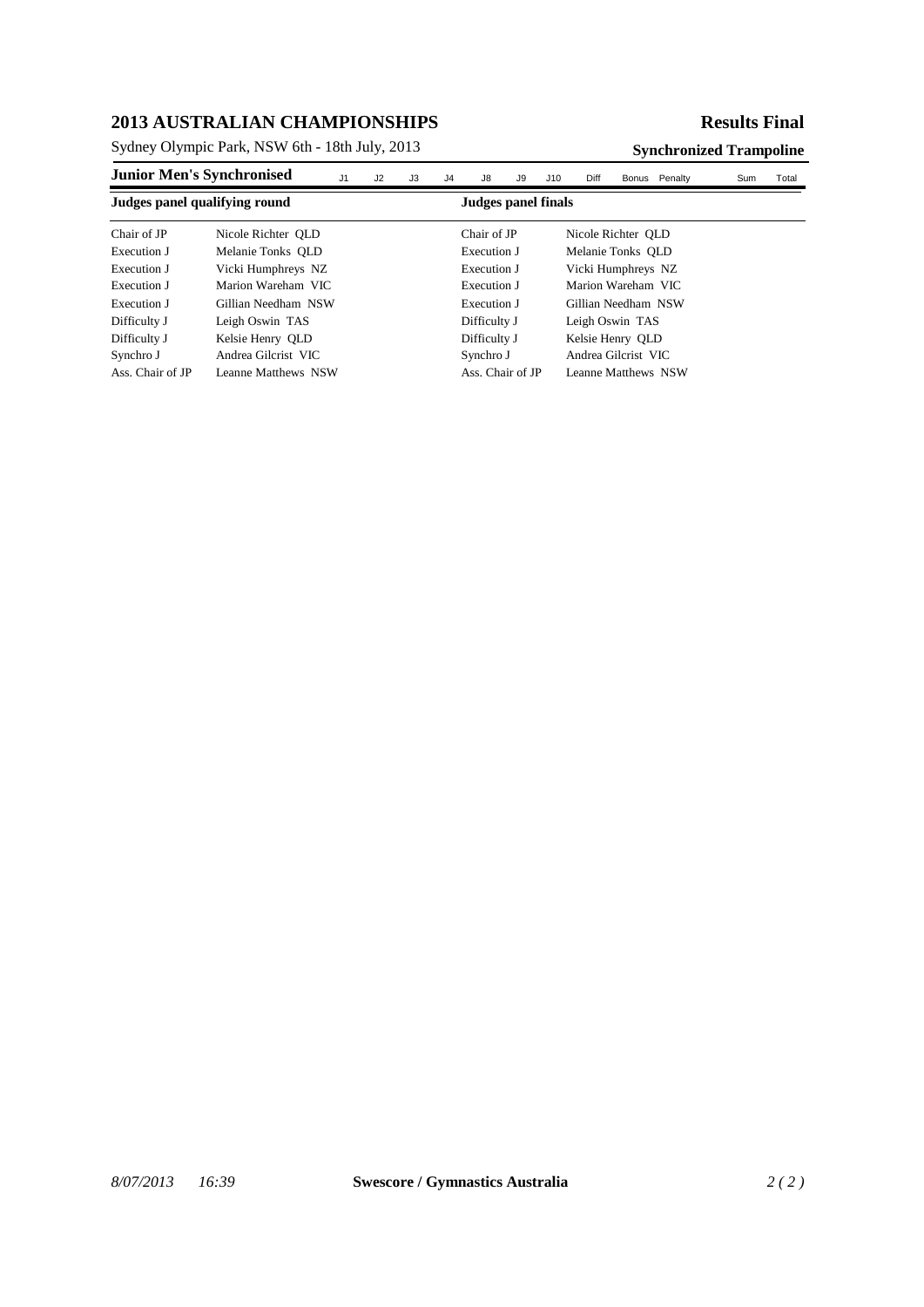# 2013 AUSTRALIAN CHAMPIONSHIPS

**Results Final**

Sydney Olympic Park, NSW 6th - 18th July, 2013

**Synchronized Trampoline**

**Junior Men's Synchronised** J1 J2 J3 J4 J8 J9 J10 Diff Bonus Penalty Sum Total

| Judges panel qualifying round | | Judges panel finals | |
|---|---|---|---|
| Chair of JP | Nicole Richter QLD | Chair of JP | Nicole Richter QLD |
| Execution J | Melanie Tonks QLD | Execution J | Melanie Tonks QLD |
| Execution J | Vicki Humphreys NZ | Execution J | Vicki Humphreys NZ |
| Execution J | Marion Wareham VIC | Execution J | Marion Wareham VIC |
| Execution J | Gillian Needham NSW | Execution J | Gillian Needham NSW |
| Difficulty J | Leigh Oswin TAS | Difficulty J | Leigh Oswin TAS |
| Difficulty J | Kelsie Henry QLD | Difficulty J | Kelsie Henry QLD |
| Synchro J | Andrea Gilcrist VIC | Synchro J | Andrea Gilcrist VIC |
| Ass. Chair of JP | Leanne Matthews NSW | Ass. Chair of JP | Leanne Matthews NSW |

*8/07/2013 16:39* **Swescore / Gymnastics Australia**